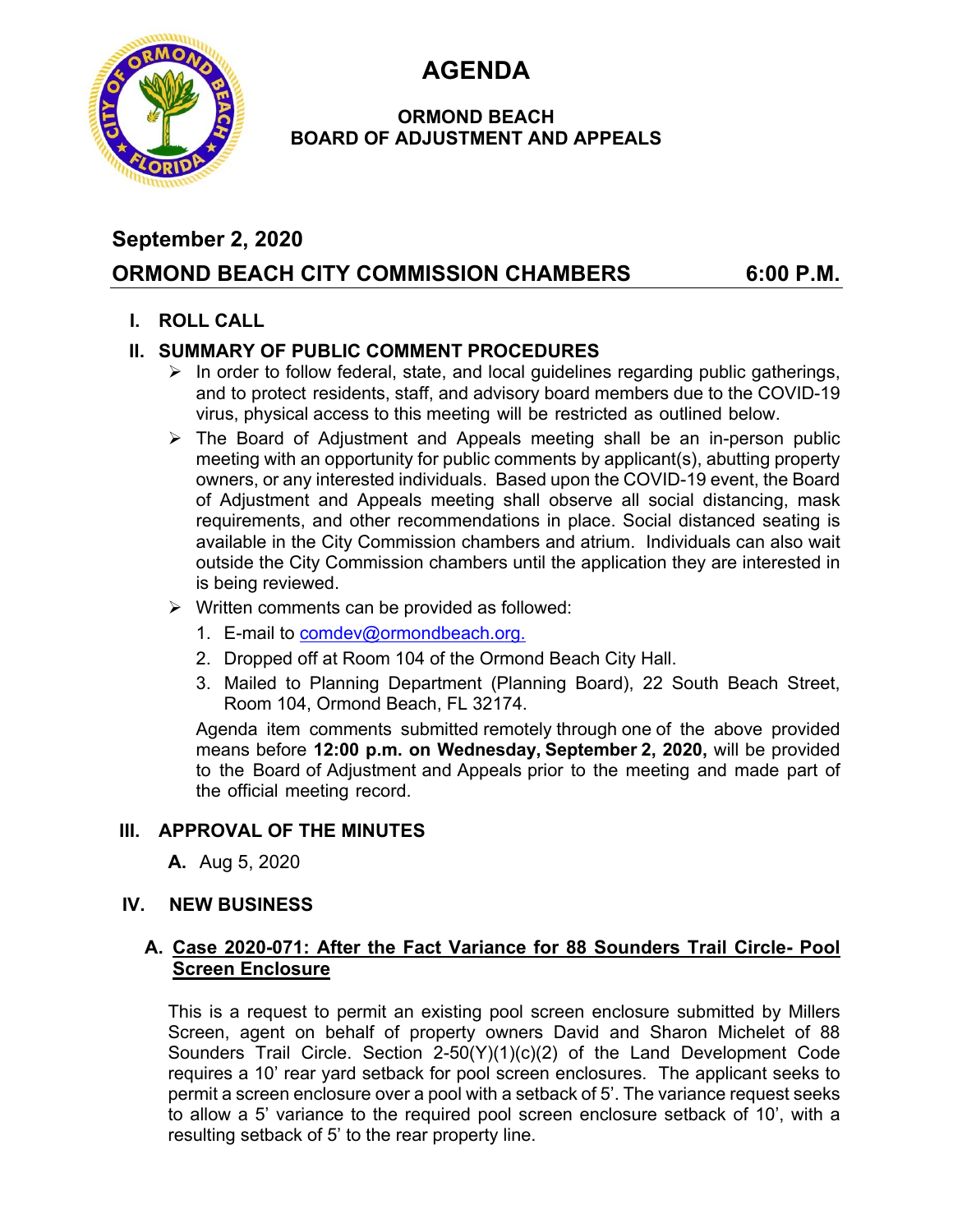# AGENDA

## ORMOND BEACH
## BOARD OF ADJUSTMENT AND APPEALS

**September 2, 2020**

**ORMOND BEACH CITY COMMISSION CHAMBERS 6:00 P.M.**

**I. ROLL CALL**

**II. SUMMARY OF PUBLIC COMMENT PROCEDURES**

- In order to follow federal, state, and local guidelines regarding public gatherings, and to protect residents, staff, and advisory board members due to the COVID-19 virus, physical access to this meeting will be restricted as outlined below.
- The Board of Adjustment and Appeals meeting shall be an in-person public meeting with an opportunity for public comments by applicant(s), abutting property owners, or any interested individuals. Based upon the COVID-19 event, the Board of Adjustment and Appeals meeting shall observe all social distancing, mask requirements, and other recommendations in place. Social distanced seating is available in the City Commission chambers and atrium. Individuals can also wait outside the City Commission chambers until the application they are interested in is being reviewed.
- Written comments can be provided as followed:
  1. E-mail to comdev@ormondbeach.org.
  2. Dropped off at Room 104 of the Ormond Beach City Hall.
  3. Mailed to Planning Department (Planning Board), 22 South Beach Street, Room 104, Ormond Beach, FL 32174.

  Agenda item comments submitted remotely through one of the above provided means before **12:00 p.m. on Wednesday, September 2, 2020,** will be provided to the Board of Adjustment and Appeals prior to the meeting and made part of the official meeting record.

**III. APPROVAL OF THE MINUTES**

**A.** Aug 5, 2020

**IV. NEW BUSINESS**

**A. Case 2020-071: After the Fact Variance for 88 Sounders Trail Circle- Pool Screen Enclosure**

This is a request to permit an existing pool screen enclosure submitted by Millers Screen, agent on behalf of property owners David and Sharon Michelet of 88 Sounders Trail Circle. Section 2-50(Y)(1)(c)(2) of the Land Development Code requires a 10' rear yard setback for pool screen enclosures. The applicant seeks to permit a screen enclosure over a pool with a setback of 5'. The variance request seeks to allow a 5' variance to the required pool screen enclosure setback of 10', with a resulting setback of 5' to the rear property line.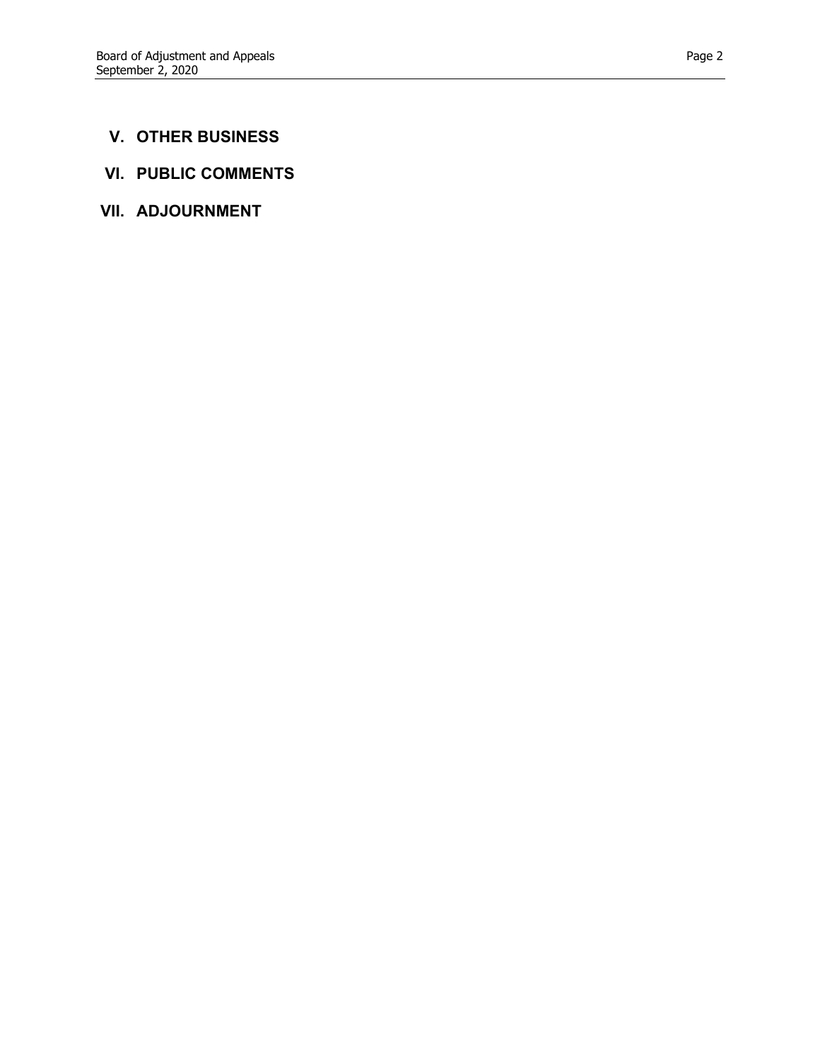## V. OTHER BUSINESS

## VI. PUBLIC COMMENTS

## VII. ADJOURNMENT